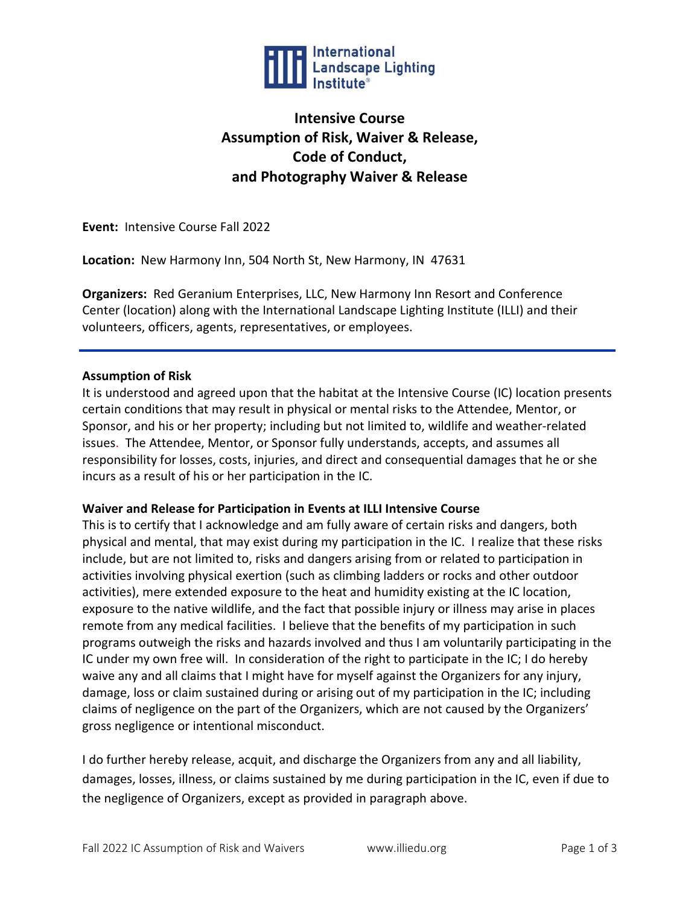International Landscape Lighting Institute®

# Intensive Course Assumption of Risk, Waiver & Release, Code of Conduct, and Photography Waiver & Release

**Event:** Intensive Course Fall 2022

**Location:** New Harmony Inn, 504 North St, New Harmony, IN 47631

**Organizers:** Red Geranium Enterprises, LLC, New Harmony Inn Resort and Conference Center (location) along with the International Landscape Lighting Institute (ILLI) and their volunteers, officers, agents, representatives, or employees.

---

**Assumption of Risk**

It is understood and agreed upon that the habitat at the Intensive Course (IC) location presents certain conditions that may result in physical or mental risks to the Attendee, Mentor, or Sponsor, and his or her property; including but not limited to, wildlife and weather-related issues. The Attendee, Mentor, or Sponsor fully understands, accepts, and assumes all responsibility for losses, costs, injuries, and direct and consequential damages that he or she incurs as a result of his or her participation in the IC.

**Waiver and Release for Participation in Events at ILLI Intensive Course**

This is to certify that I acknowledge and am fully aware of certain risks and dangers, both physical and mental, that may exist during my participation in the IC. I realize that these risks include, but are not limited to, risks and dangers arising from or related to participation in activities involving physical exertion (such as climbing ladders or rocks and other outdoor activities), mere extended exposure to the heat and humidity existing at the IC location, exposure to the native wildlife, and the fact that possible injury or illness may arise in places remote from any medical facilities. I believe that the benefits of my participation in such programs outweigh the risks and hazards involved and thus I am voluntarily participating in the IC under my own free will. In consideration of the right to participate in the IC; I do hereby waive any and all claims that I might have for myself against the Organizers for any injury, damage, loss or claim sustained during or arising out of my participation in the IC; including claims of negligence on the part of the Organizers, which are not caused by the Organizers' gross negligence or intentional misconduct.

I do further hereby release, acquit, and discharge the Organizers from any and all liability, damages, losses, illness, or claims sustained by me during participation in the IC, even if due to the negligence of Organizers, except as provided in paragraph above.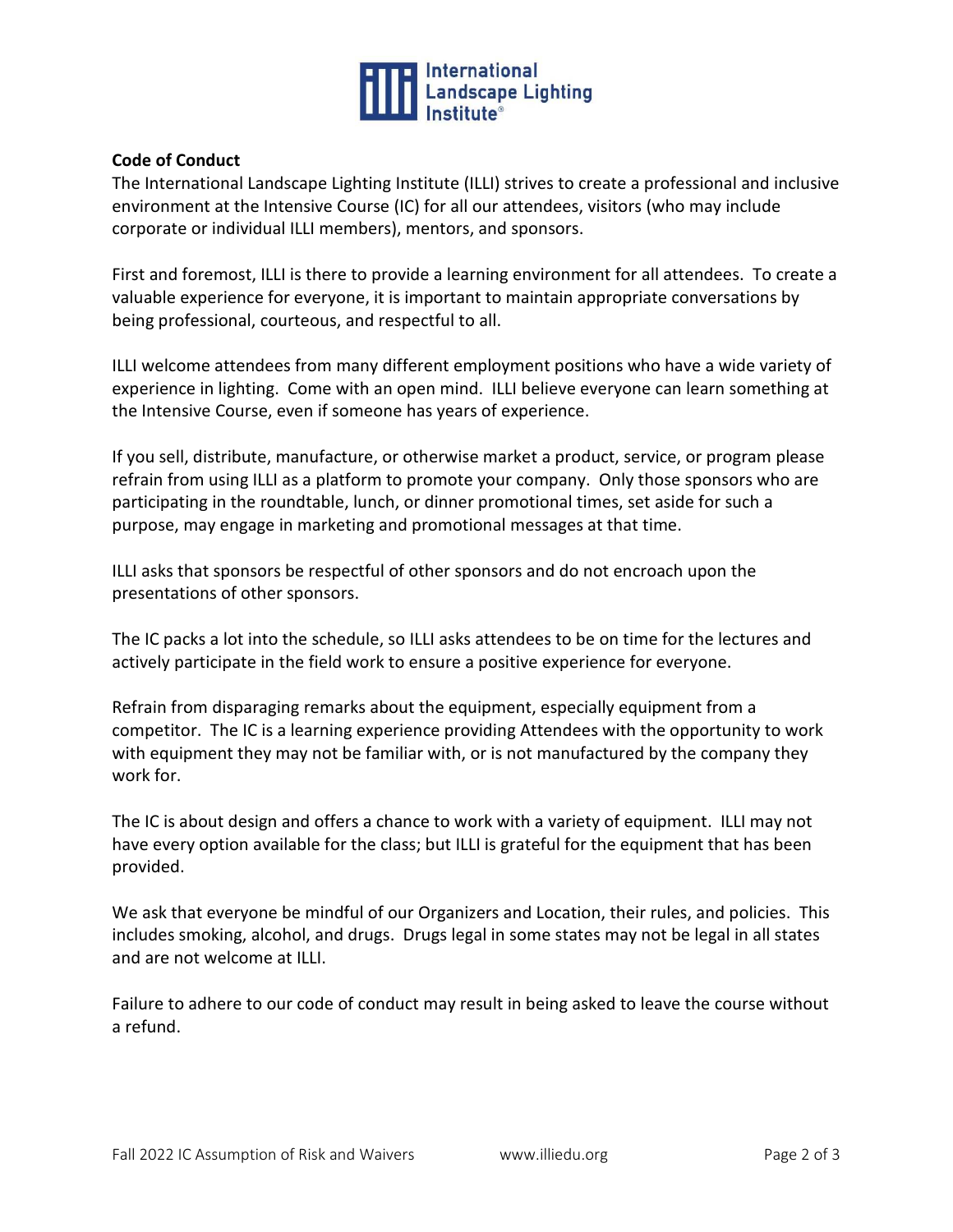**Code of Conduct**

The International Landscape Lighting Institute (ILLI) strives to create a professional and inclusive environment at the Intensive Course (IC) for all our attendees, visitors (who may include corporate or individual ILLI members), mentors, and sponsors.

First and foremost, ILLI is there to provide a learning environment for all attendees. To create a valuable experience for everyone, it is important to maintain appropriate conversations by being professional, courteous, and respectful to all.

ILLI welcome attendees from many different employment positions who have a wide variety of experience in lighting. Come with an open mind. ILLI believe everyone can learn something at the Intensive Course, even if someone has years of experience.

If you sell, distribute, manufacture, or otherwise market a product, service, or program please refrain from using ILLI as a platform to promote your company. Only those sponsors who are participating in the roundtable, lunch, or dinner promotional times, set aside for such a purpose, may engage in marketing and promotional messages at that time.

ILLI asks that sponsors be respectful of other sponsors and do not encroach upon the presentations of other sponsors.

The IC packs a lot into the schedule, so ILLI asks attendees to be on time for the lectures and actively participate in the field work to ensure a positive experience for everyone.

Refrain from disparaging remarks about the equipment, especially equipment from a competitor. The IC is a learning experience providing Attendees with the opportunity to work with equipment they may not be familiar with, or is not manufactured by the company they work for.

The IC is about design and offers a chance to work with a variety of equipment. ILLI may not have every option available for the class; but ILLI is grateful for the equipment that has been provided.

We ask that everyone be mindful of our Organizers and Location, their rules, and policies. This includes smoking, alcohol, and drugs. Drugs legal in some states may not be legal in all states and are not welcome at ILLI.

Failure to adhere to our code of conduct may result in being asked to leave the course without a refund.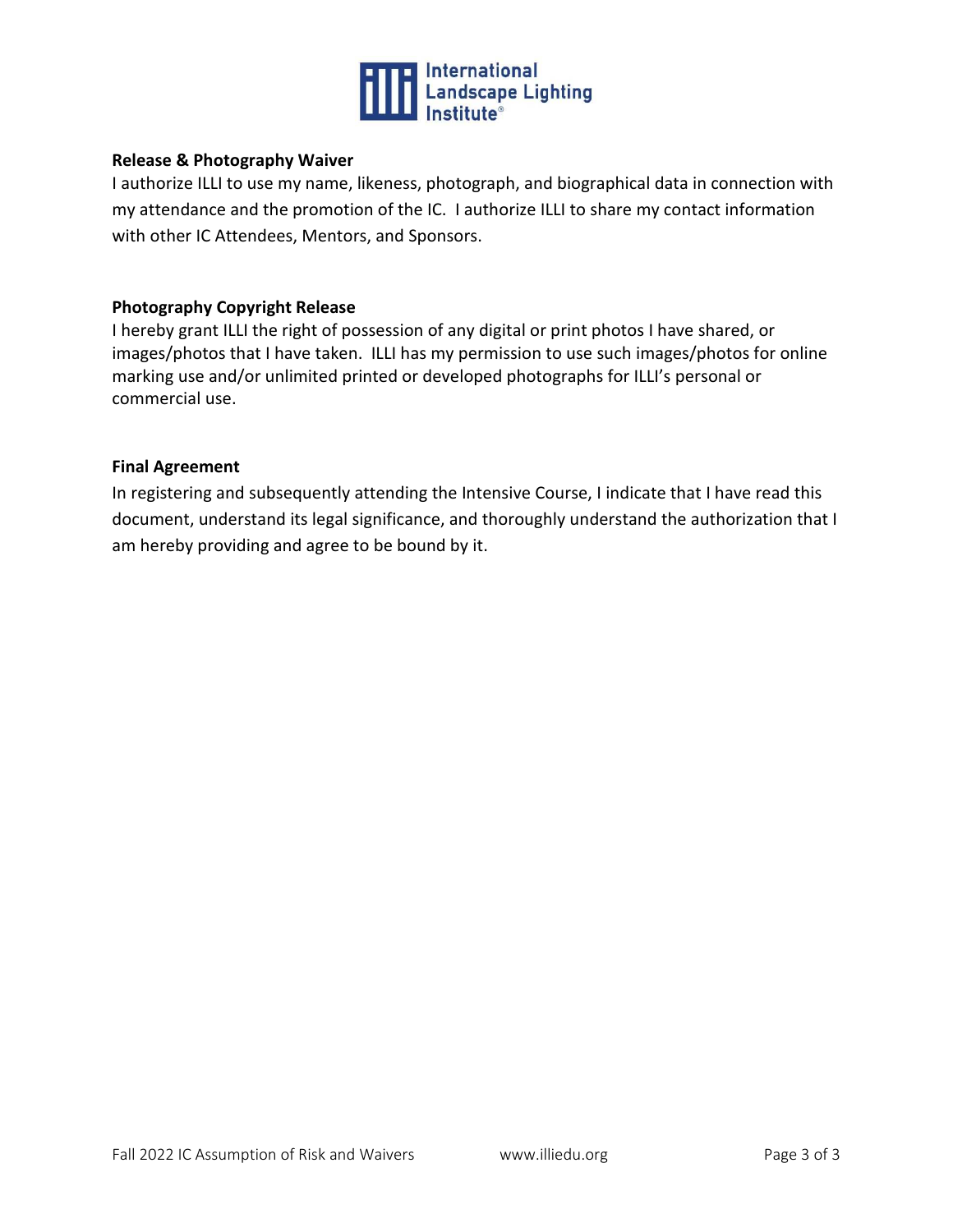**Release & Photography Waiver**

I authorize ILLI to use my name, likeness, photograph, and biographical data in connection with my attendance and the promotion of the IC. I authorize ILLI to share my contact information with other IC Attendees, Mentors, and Sponsors.

**Photography Copyright Release**

I hereby grant ILLI the right of possession of any digital or print photos I have shared, or images/photos that I have taken. ILLI has my permission to use such images/photos for online marking use and/or unlimited printed or developed photographs for ILLI's personal or commercial use.

**Final Agreement**

In registering and subsequently attending the Intensive Course, I indicate that I have read this document, understand its legal significance, and thoroughly understand the authorization that I am hereby providing and agree to be bound by it.